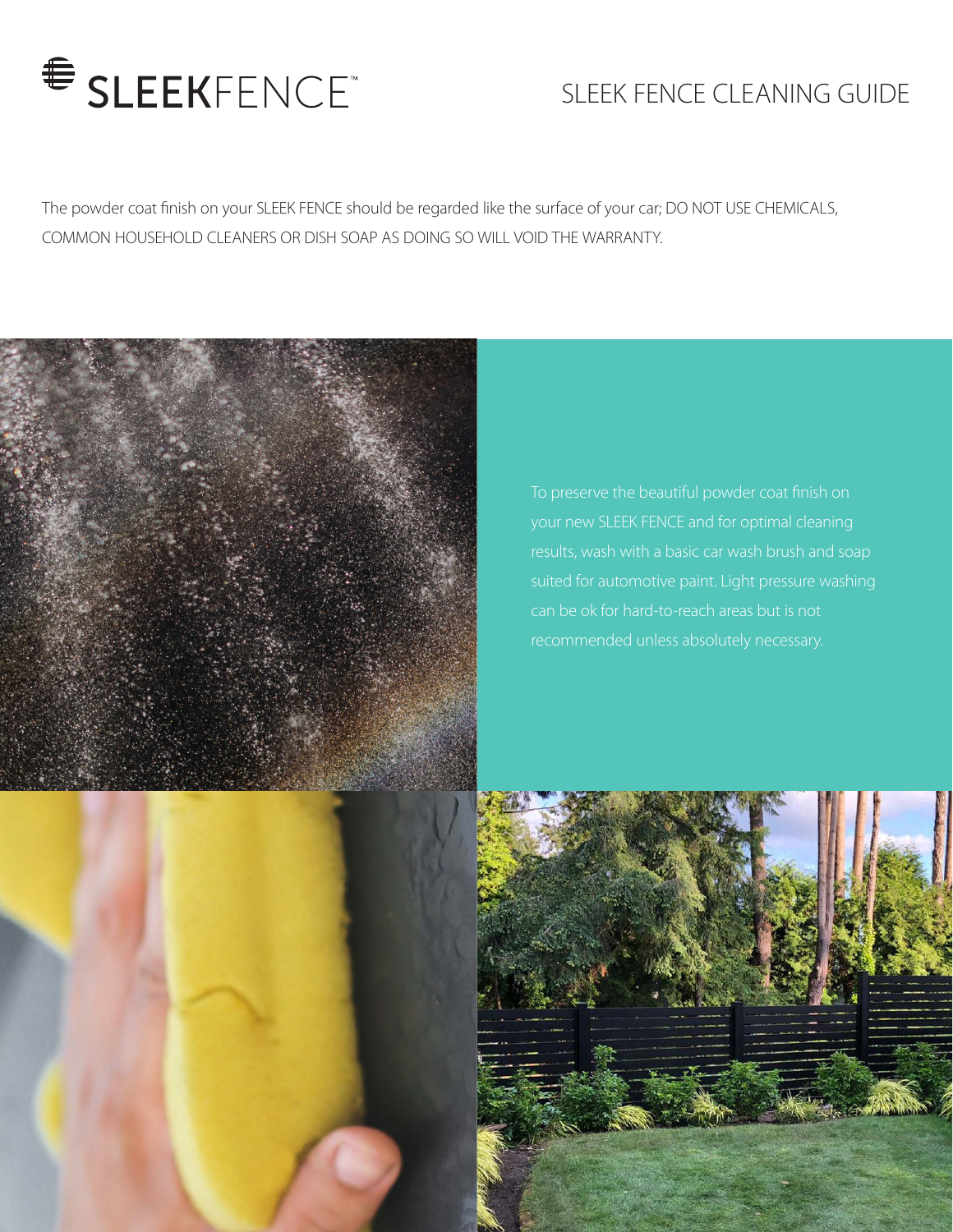SLEEKFENCE™

# SLEEK FENCE CLEANING GUIDE

The powder coat finish on your SLEEK FENCE should be regarded like the surface of your car; DO NOT USE CHEMICALS, COMMON HOUSEHOLD CLEANERS OR DISH SOAP AS DOING SO WILL VOID THE WARRANTY.

To preserve the beautiful powder coat finish on your new SLEEK FENCE and for optimal cleaning results, wash with a basic car wash brush and soap suited for automotive paint. Light pressure washing can be ok for hard-to-reach areas but is not recommended unless absolutely necessary.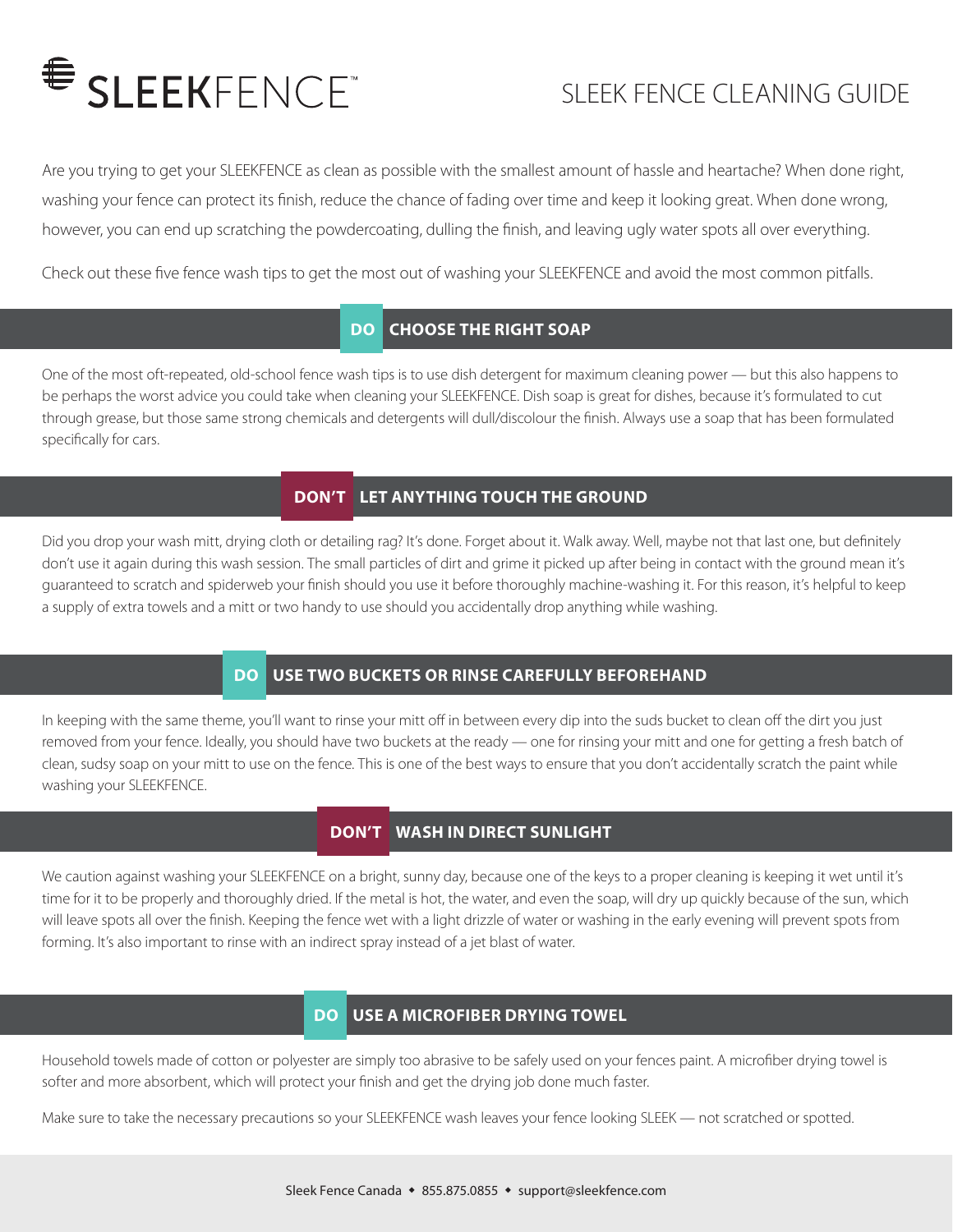# SLEEKFENCE™

## SLEEK FENCE CLEANING GUIDE

Are you trying to get your SLEEKFENCE as clean as possible with the smallest amount of hassle and heartache? When done right, washing your fence can protect its finish, reduce the chance of fading over time and keep it looking great. When done wrong, however, you can end up scratching the powdercoating, dulling the finish, and leaving ugly water spots all over everything.

Check out these five fence wash tips to get the most out of washing your SLEEKFENCE and avoid the most common pitfalls.

### DO — CHOOSE THE RIGHT SOAP

One of the most oft-repeated, old-school fence wash tips is to use dish detergent for maximum cleaning power — but this also happens to be perhaps the worst advice you could take when cleaning your SLEEKFENCE. Dish soap is great for dishes, because it's formulated to cut through grease, but those same strong chemicals and detergents will dull/discolour the finish. Always use a soap that has been formulated specifically for cars.

### DON'T — LET ANYTHING TOUCH THE GROUND

Did you drop your wash mitt, drying cloth or detailing rag? It's done. Forget about it. Walk away. Well, maybe not that last one, but definitely don't use it again during this wash session. The small particles of dirt and grime it picked up after being in contact with the ground mean it's guaranteed to scratch and spiderweb your finish should you use it before thoroughly machine-washing it. For this reason, it's helpful to keep a supply of extra towels and a mitt or two handy to use should you accidentally drop anything while washing.

### DO — USE TWO BUCKETS OR RINSE CAREFULLY BEFOREHAND

In keeping with the same theme, you'll want to rinse your mitt off in between every dip into the suds bucket to clean off the dirt you just removed from your fence. Ideally, you should have two buckets at the ready — one for rinsing your mitt and one for getting a fresh batch of clean, sudsy soap on your mitt to use on the fence. This is one of the best ways to ensure that you don't accidentally scratch the paint while washing your SLEEKFENCE.

### DON'T — WASH IN DIRECT SUNLIGHT

We caution against washing your SLEEKFENCE on a bright, sunny day, because one of the keys to a proper cleaning is keeping it wet until it's time for it to be properly and thoroughly dried. If the metal is hot, the water, and even the soap, will dry up quickly because of the sun, which will leave spots all over the finish. Keeping the fence wet with a light drizzle of water or washing in the early evening will prevent spots from forming. It's also important to rinse with an indirect spray instead of a jet blast of water.

### DO — USE A MICROFIBER DRYING TOWEL

Household towels made of cotton or polyester are simply too abrasive to be safely used on your fences paint. A microfiber drying towel is softer and more absorbent, which will protect your finish and get the drying job done much faster.

Make sure to take the necessary precautions so your SLEEKFENCE wash leaves your fence looking SLEEK — not scratched or spotted.

Sleek Fence Canada ◆ 855.875.0855 ◆ support@sleekfence.com